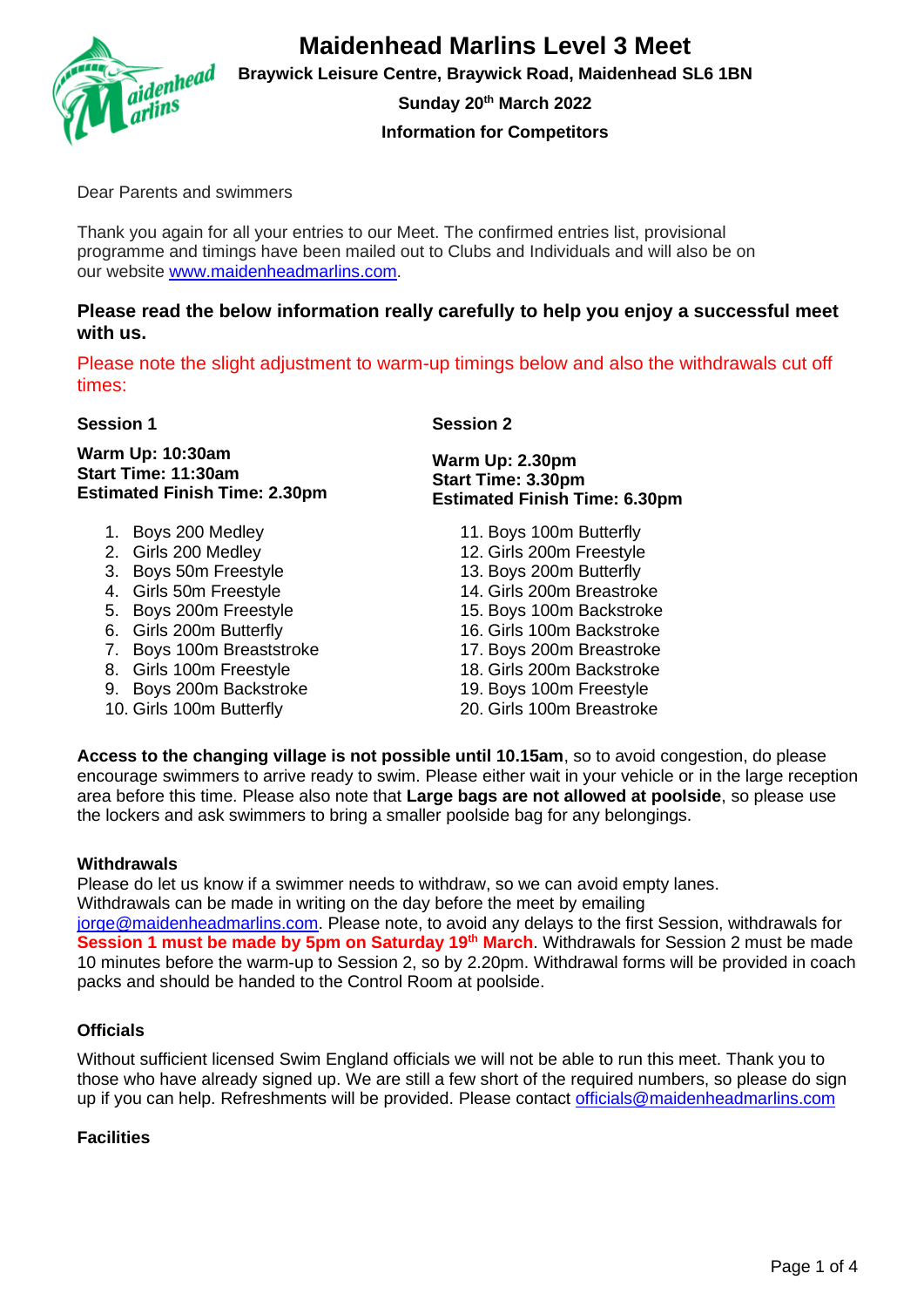# Maidenhead Marlins Level 3 Meet

**Braywick Leisure Centre, Braywick Road, Maidenhead SL6 1BN**

**Sunday 20th March 2022**

**Information for Competitors**

Dear Parents and swimmers

Thank you again for all your entries to our Meet. The confirmed entries list, provisional programme and timings have been mailed out to Clubs and Individuals and will also be on our website www.maidenheadmarlins.com.

**Please read the below information really carefully to help you enjoy a successful meet with us.**

Please note the slight adjustment to warm-up timings below and also the withdrawals cut off times:

**Session 1**

**Warm Up: 10:30am**
**Start Time: 11:30am**
**Estimated Finish Time: 2.30pm**

1. Boys 200 Medley
2. Girls 200 Medley
3. Boys 50m Freestyle
4. Girls 50m Freestyle
5. Boys 200m Freestyle
6. Girls 200m Butterfly
7. Boys 100m Breaststroke
8. Girls 100m Freestyle
9. Boys 200m Backstroke
10. Girls 100m Butterfly

**Session 2**

**Warm Up: 2.30pm**
**Start Time: 3.30pm**
**Estimated Finish Time: 6.30pm**

11. Boys 100m Butterfly
12. Girls 200m Freestyle
13. Boys 200m Butterfly
14. Girls 200m Breastroke
15. Boys 100m Backstroke
16. Girls 100m Backstroke
17. Boys 200m Breastroke
18. Girls 200m Backstroke
19. Boys 100m Freestyle
20. Girls 100m Breastroke

**Access to the changing village is not possible until 10.15am**, so to avoid congestion, do please encourage swimmers to arrive ready to swim. Please either wait in your vehicle or in the large reception area before this time. Please also note that **Large bags are not allowed at poolside**, so please use the lockers and ask swimmers to bring a smaller poolside bag for any belongings.

#### Withdrawals

Please do let us know if a swimmer needs to withdraw, so we can avoid empty lanes. Withdrawals can be made in writing on the day before the meet by emailing jorge@maidenheadmarlins.com. Please note, to avoid any delays to the first Session, withdrawals for **Session 1 must be made by 5pm on Saturday 19th March**. Withdrawals for Session 2 must be made 10 minutes before the warm-up to Session 2, so by 2.20pm. Withdrawal forms will be provided in coach packs and should be handed to the Control Room at poolside.

#### Officials

Without sufficient licensed Swim England officials we will not be able to run this meet. Thank you to those who have already signed up. We are still a few short of the required numbers, so please do sign up if you can help. Refreshments will be provided. Please contact officials@maidenheadmarlins.com

#### Facilities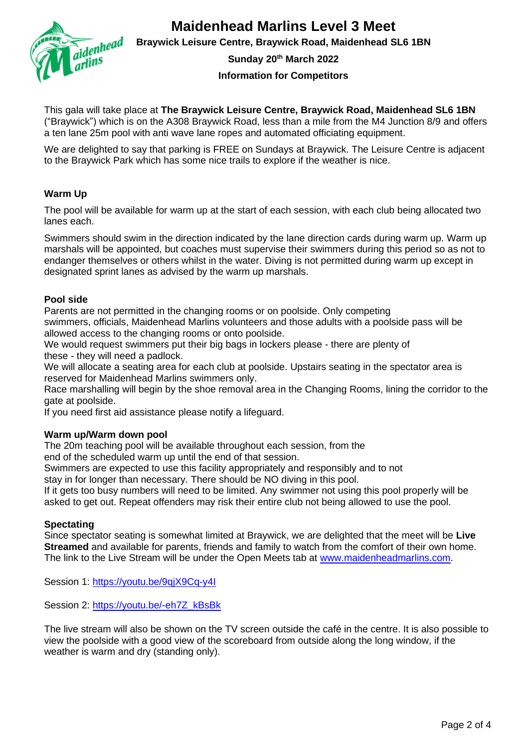# Maidenhead Marlins Level 3 Meet

**Braywick Leisure Centre, Braywick Road, Maidenhead SL6 1BN**

**Sunday 20th March 2022**

**Information for Competitors**

This gala will take place at **The Braywick Leisure Centre, Braywick Road, Maidenhead SL6 1BN** ("Braywick") which is on the A308 Braywick Road, less than a mile from the M4 Junction 8/9 and offers a ten lane 25m pool with anti wave lane ropes and automated officiating equipment.

We are delighted to say that parking is FREE on Sundays at Braywick. The Leisure Centre is adjacent to the Braywick Park which has some nice trails to explore if the weather is nice.

### Warm Up

The pool will be available for warm up at the start of each session, with each club being allocated two lanes each.

Swimmers should swim in the direction indicated by the lane direction cards during warm up. Warm up marshals will be appointed, but coaches must supervise their swimmers during this period so as not to endanger themselves or others whilst in the water. Diving is not permitted during warm up except in designated sprint lanes as advised by the warm up marshals.

### Pool side

Parents are not permitted in the changing rooms or on poolside. Only competing swimmers, officials, Maidenhead Marlins volunteers and those adults with a poolside pass will be allowed access to the changing rooms or onto poolside.
We would request swimmers put their big bags in lockers please - there are plenty of these - they will need a padlock.
We will allocate a seating area for each club at poolside. Upstairs seating in the spectator area is reserved for Maidenhead Marlins swimmers only.
Race marshalling will begin by the shoe removal area in the Changing Rooms, lining the corridor to the gate at poolside.
If you need first aid assistance please notify a lifeguard.

### Warm up/Warm down pool

The 20m teaching pool will be available throughout each session, from the end of the scheduled warm up until the end of that session.
Swimmers are expected to use this facility appropriately and responsibly and to not stay in for longer than necessary. There should be NO diving in this pool.
If it gets too busy numbers will need to be limited. Any swimmer not using this pool properly will be asked to get out. Repeat offenders may risk their entire club not being allowed to use the pool.

### Spectating

Since spectator seating is somewhat limited at Braywick, we are delighted that the meet will be **Live Streamed** and available for parents, friends and family to watch from the comfort of their own home. The link to the Live Stream will be under the Open Meets tab at [www.maidenheadmarlins.com](http://www.maidenheadmarlins.com).

Session 1: [https://youtu.be/9qjX9Cq-y4I](https://youtu.be/9qjX9Cq-y4I)

Session 2: [https://youtu.be/-eh7Z_kBsBk](https://youtu.be/-eh7Z_kBsBk)

The live stream will also be shown on the TV screen outside the café in the centre. It is also possible to view the poolside with a good view of the scoreboard from outside along the long window, if the weather is warm and dry (standing only).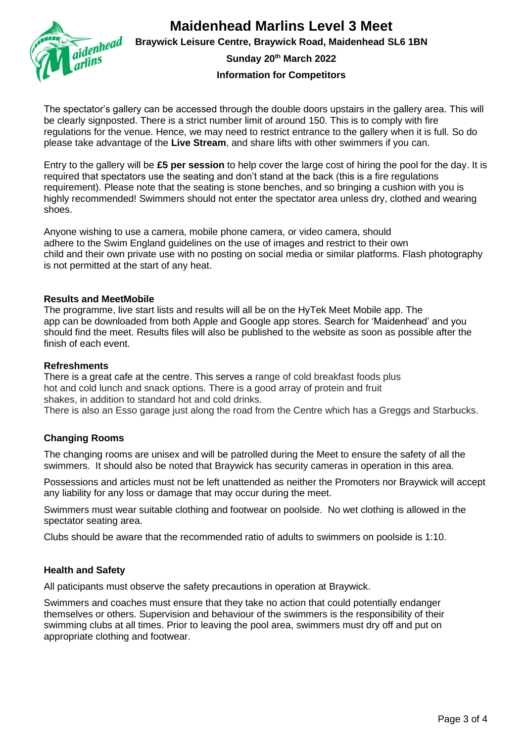# Maidenhead Marlins Level 3 Meet

**Braywick Leisure Centre, Braywick Road, Maidenhead SL6 1BN**

**Sunday 20th March 2022**

**Information for Competitors**

The spectator's gallery can be accessed through the double doors upstairs in the gallery area. This will be clearly signposted. There is a strict number limit of around 150. This is to comply with fire regulations for the venue. Hence, we may need to restrict entrance to the gallery when it is full. So do please take advantage of the **Live Stream**, and share lifts with other swimmers if you can.

Entry to the gallery will be **£5 per session** to help cover the large cost of hiring the pool for the day. It is required that spectators use the seating and don't stand at the back (this is a fire regulations requirement). Please note that the seating is stone benches, and so bringing a cushion with you is highly recommended! Swimmers should not enter the spectator area unless dry, clothed and wearing shoes.

Anyone wishing to use a camera, mobile phone camera, or video camera, should adhere to the Swim England guidelines on the use of images and restrict to their own child and their own private use with no posting on social media or similar platforms. Flash photography is not permitted at the start of any heat.

**Results and MeetMobile**

The programme, live start lists and results will all be on the HyTek Meet Mobile app. The app can be downloaded from both Apple and Google app stores. Search for 'Maidenhead' and you should find the meet. Results files will also be published to the website as soon as possible after the finish of each event.

**Refreshments**

There is a great cafe at the centre. This serves a range of cold breakfast foods plus hot and cold lunch and snack options. There is a good array of protein and fruit shakes, in addition to standard hot and cold drinks.

There is also an Esso garage just along the road from the Centre which has a Greggs and Starbucks.

**Changing Rooms**

The changing rooms are unisex and will be patrolled during the Meet to ensure the safety of all the swimmers. It should also be noted that Braywick has security cameras in operation in this area.

Possessions and articles must not be left unattended as neither the Promoters nor Braywick will accept any liability for any loss or damage that may occur during the meet.

Swimmers must wear suitable clothing and footwear on poolside. No wet clothing is allowed in the spectator seating area.

Clubs should be aware that the recommended ratio of adults to swimmers on poolside is 1:10.

**Health and Safety**

All paticipants must observe the safety precautions in operation at Braywick.

Swimmers and coaches must ensure that they take no action that could potentially endanger themselves or others. Supervision and behaviour of the swimmers is the responsibility of their swimming clubs at all times. Prior to leaving the pool area, swimmers must dry off and put on appropriate clothing and footwear.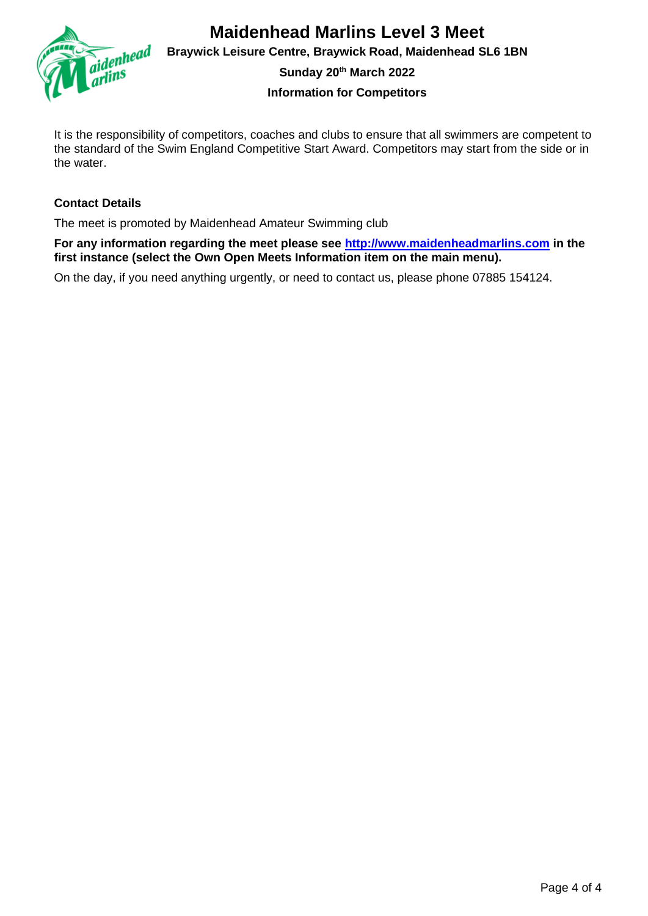# Maidenhead Marlins Level 3 Meet

**Braywick Leisure Centre, Braywick Road, Maidenhead SL6 1BN**

**Sunday 20th March 2022**

**Information for Competitors**

It is the responsibility of competitors, coaches and clubs to ensure that all swimmers are competent to the standard of the Swim England Competitive Start Award. Competitors may start from the side or in the water.

**Contact Details**

The meet is promoted by Maidenhead Amateur Swimming club

**For any information regarding the meet please see [http://www.maidenheadmarlins.com](http://www.maidenheadmarlins.com) in the first instance (select the Own Open Meets Information item on the main menu).**

On the day, if you need anything urgently, or need to contact us, please phone 07885 154124.